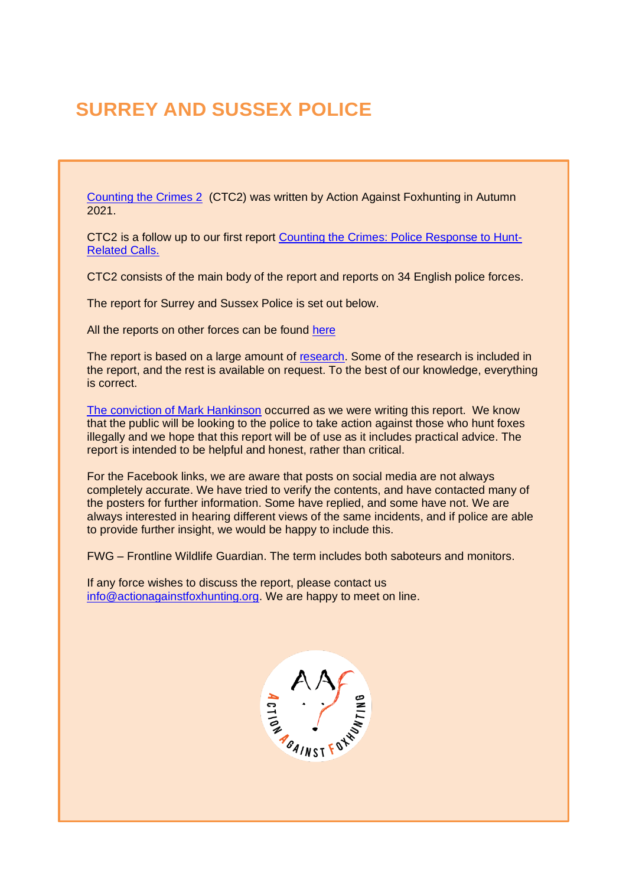# SURREY AND SUSSEX POLICE

Counting the Crimes 2 (CTC2) was written by Action Against Foxhunting in Autumn 2021.

CTC2 is a follow up to our first report Counting the Crimes: Police Response to Hunt-Related Calls.

CTC2 consists of the main body of the report and reports on 34 English police forces.

The report for Surrey and Sussex Police is set out below.

All the reports on other forces can be found here

The report is based on a large amount of research. Some of the research is included in the report, and the rest is available on request. To the best of our knowledge, everything is correct.

The conviction of Mark Hankinson occurred as we were writing this report. We know that the public will be looking to the police to take action against those who hunt foxes illegally and we hope that this report will be of use as it includes practical advice. The report is intended to be helpful and honest, rather than critical.

For the Facebook links, we are aware that posts on social media are not always completely accurate. We have tried to verify the contents, and have contacted many of the posters for further information. Some have replied, and some have not. We are always interested in hearing different views of the same incidents, and if police are able to provide further insight, we would be happy to include this.

FWG – Frontline Wildlife Guardian. The term includes both saboteurs and monitors.

If any force wishes to discuss the report, please contact us info@actionagainstfoxhunting.org. We are happy to meet on line.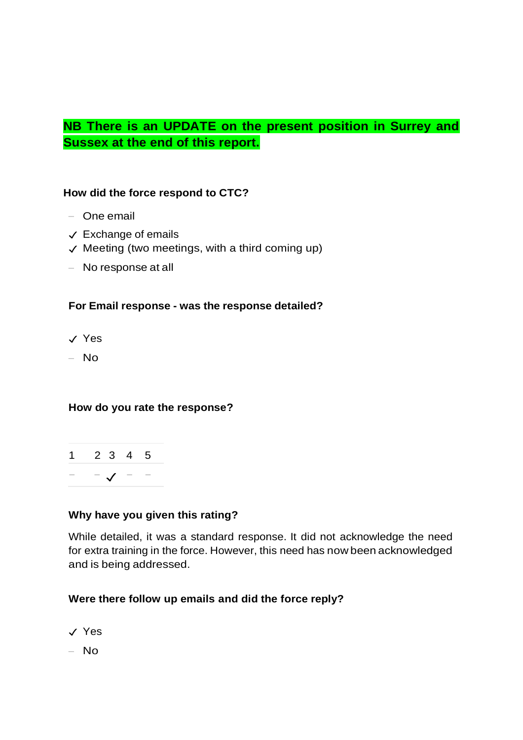**NB There is an UPDATE on the present position in Surrey and Sussex at the end of this report.**

**How did the force respond to CTC?**

- – One email
- ✓ Exchange of emails
- ✓ Meeting (two meetings, with a third coming up)
- – No response at all

**For Email response - was the response detailed?**

- ✓ Yes
- – No

**How do you rate the response?**

| 1 | 2 | 3 | 4 | 5 |
|---|---|---|---|---|
| – | – | ✓ | – | – |

**Why have you given this rating?**

While detailed, it was a standard response. It did not acknowledge the need for extra training in the force. However, this need has now been acknowledged and is being addressed.

**Were there follow up emails and did the force reply?**

- ✓ Yes
- – No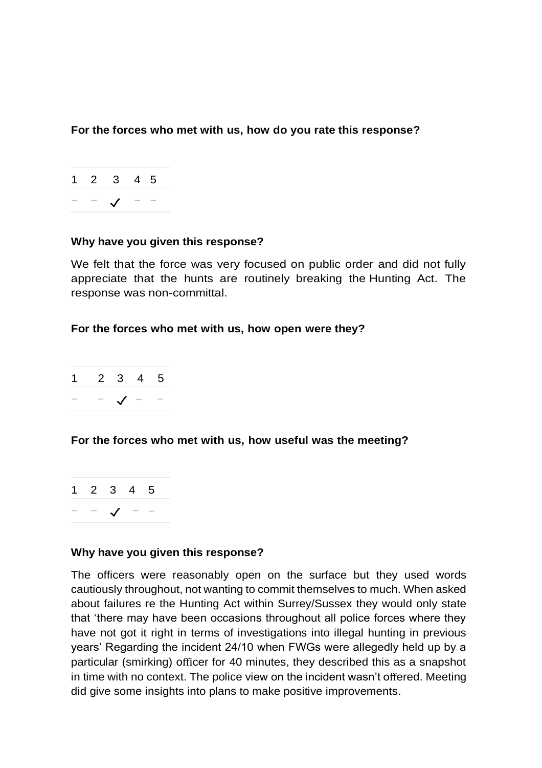**For the forces who met with us, how do you rate this response?**

| 1 | 2 | 3 | 4 | 5 |
|---|---|---|---|---|
| – | – | ✓ | – | – |

**Why have you given this response?**

We felt that the force was very focused on public order and did not fully appreciate that the hunts are routinely breaking the Hunting Act. The response was non-committal.

**For the forces who met with us, how open were they?**

| 1 | 2 | 3 | 4 | 5 |
|---|---|---|---|---|
| – | – | ✓ | – | – |

**For the forces who met with us, how useful was the meeting?**

| 1 | 2 | 3 | 4 | 5 |
|---|---|---|---|---|
| – | – | ✓ | – | – |

**Why have you given this response?**

The officers were reasonably open on the surface but they used words cautiously throughout, not wanting to commit themselves to much. When asked about failures re the Hunting Act within Surrey/Sussex they would only state that 'there may have been occasions throughout all police forces where they have not got it right in terms of investigations into illegal hunting in previous years' Regarding the incident 24/10 when FWGs were allegedly held up by a particular (smirking) officer for 40 minutes, they described this as a snapshot in time with no context. The police view on the incident wasn't offered. Meeting did give some insights into plans to make positive improvements.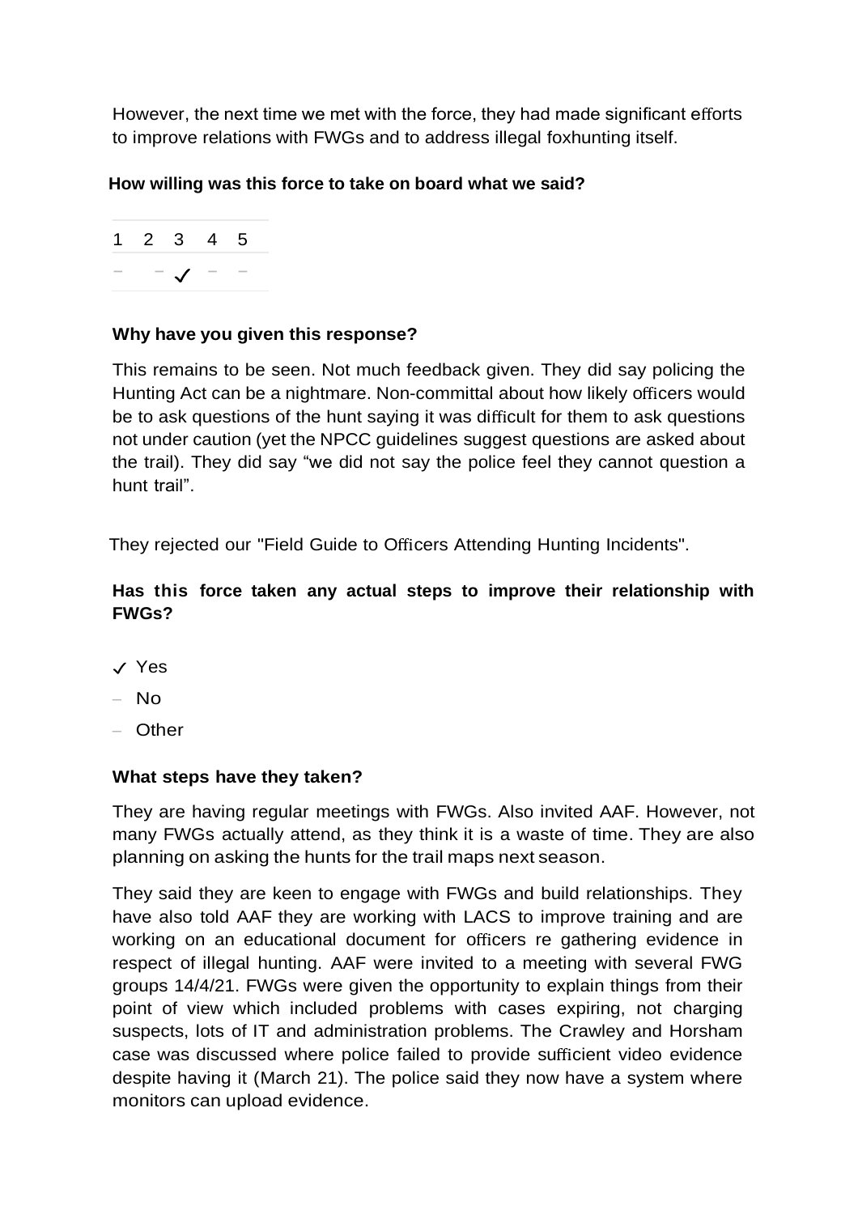However, the next time we met with the force, they had made significant efforts to improve relations with FWGs and to address illegal foxhunting itself.

**How willing was this force to take on board what we said?**

| 1 | 2 | 3 | 4 | 5 |
|---|---|---|---|---|
| – | – | ✓ | – | – |

**Why have you given this response?**

This remains to be seen. Not much feedback given. They did say policing the Hunting Act can be a nightmare. Non-committal about how likely officers would be to ask questions of the hunt saying it was difficult for them to ask questions not under caution (yet the NPCC guidelines suggest questions are asked about the trail). They did say "we did not say the police feel they cannot question a hunt trail".

They rejected our "Field Guide to Officers Attending Hunting Incidents".

**Has this force taken any actual steps to improve their relationship with FWGs?**

- ✓ Yes
- – No
- – Other

**What steps have they taken?**

They are having regular meetings with FWGs. Also invited AAF. However, not many FWGs actually attend, as they think it is a waste of time. They are also planning on asking the hunts for the trail maps next season.

They said they are keen to engage with FWGs and build relationships. They have also told AAF they are working with LACS to improve training and are working on an educational document for officers re gathering evidence in respect of illegal hunting. AAF were invited to a meeting with several FWG groups 14/4/21. FWGs were given the opportunity to explain things from their point of view which included problems with cases expiring, not charging suspects, lots of IT and administration problems. The Crawley and Horsham case was discussed where police failed to provide sufficient video evidence despite having it (March 21). The police said they now have a system where monitors can upload evidence.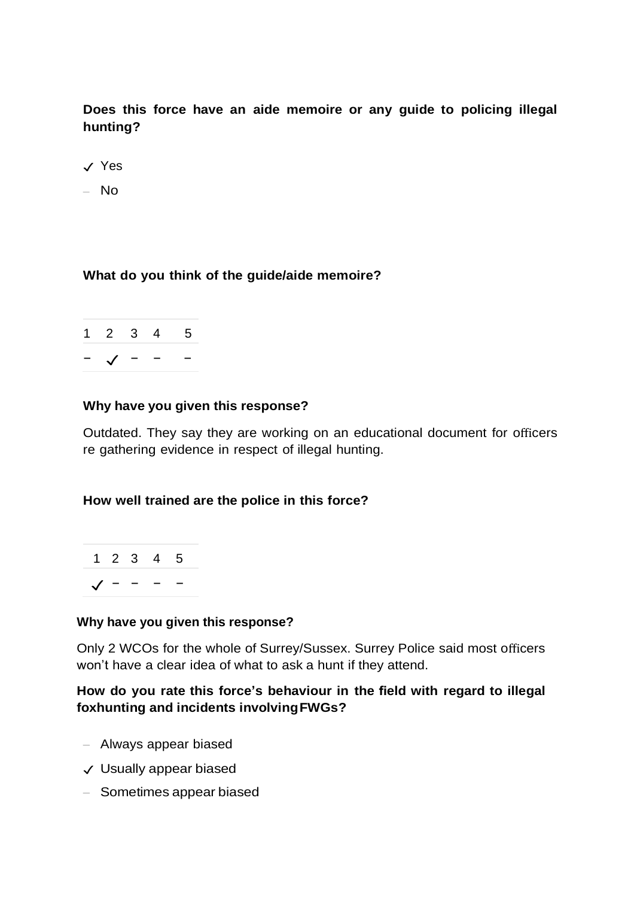**Does this force have an aide memoire or any guide to policing illegal hunting?**

- ✓ Yes
- – No

**What do you think of the guide/aide memoire?**

| 1 | 2 | 3 | 4 | 5 |
|---|---|---|---|---|
| – | ✓ | – | – | – |

**Why have you given this response?**

Outdated. They say they are working on an educational document for officers re gathering evidence in respect of illegal hunting.

**How well trained are the police in this force?**

| 1 | 2 | 3 | 4 | 5 |
|---|---|---|---|---|
| ✓ | – | – | – | – |

**Why have you given this response?**

Only 2 WCOs for the whole of Surrey/Sussex. Surrey Police said most officers won't have a clear idea of what to ask a hunt if they attend.

**How do you rate this force's behaviour in the field with regard to illegal foxhunting and incidents involving FWGs?**

- – Always appear biased
- ✓ Usually appear biased
- – Sometimes appear biased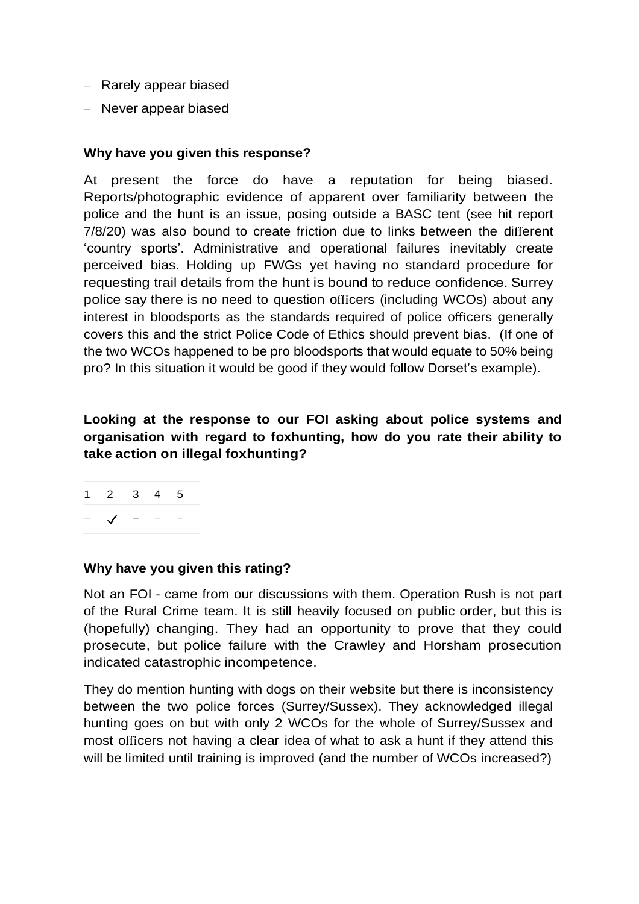- Rarely appear biased
- Never appear biased

**Why have you given this response?**

At present the force do have a reputation for being biased. Reports/photographic evidence of apparent over familiarity between the police and the hunt is an issue, posing outside a BASC tent (see hit report 7/8/20) was also bound to create friction due to links between the different 'country sports'. Administrative and operational failures inevitably create perceived bias. Holding up FWGs yet having no standard procedure for requesting trail details from the hunt is bound to reduce confidence. Surrey police say there is no need to question officers (including WCOs) about any interest in bloodsports as the standards required of police officers generally covers this and the strict Police Code of Ethics should prevent bias. (If one of the two WCOs happened to be pro bloodsports that would equate to 50% being pro? In this situation it would be good if they would follow Dorset's example).

**Looking at the response to our FOI asking about police systems and organisation with regard to foxhunting, how do you rate their ability to take action on illegal foxhunting?**

| 1 | 2 | 3 | 4 | 5 |
|---|---|---|---|---|
| – | ✓ | – | – | – |

**Why have you given this rating?**

Not an FOI - came from our discussions with them. Operation Rush is not part of the Rural Crime team. It is still heavily focused on public order, but this is (hopefully) changing. They had an opportunity to prove that they could prosecute, but police failure with the Crawley and Horsham prosecution indicated catastrophic incompetence.

They do mention hunting with dogs on their website but there is inconsistency between the two police forces (Surrey/Sussex). They acknowledged illegal hunting goes on but with only 2 WCOs for the whole of Surrey/Sussex and most officers not having a clear idea of what to ask a hunt if they attend this will be limited until training is improved (and the number of WCOs increased?)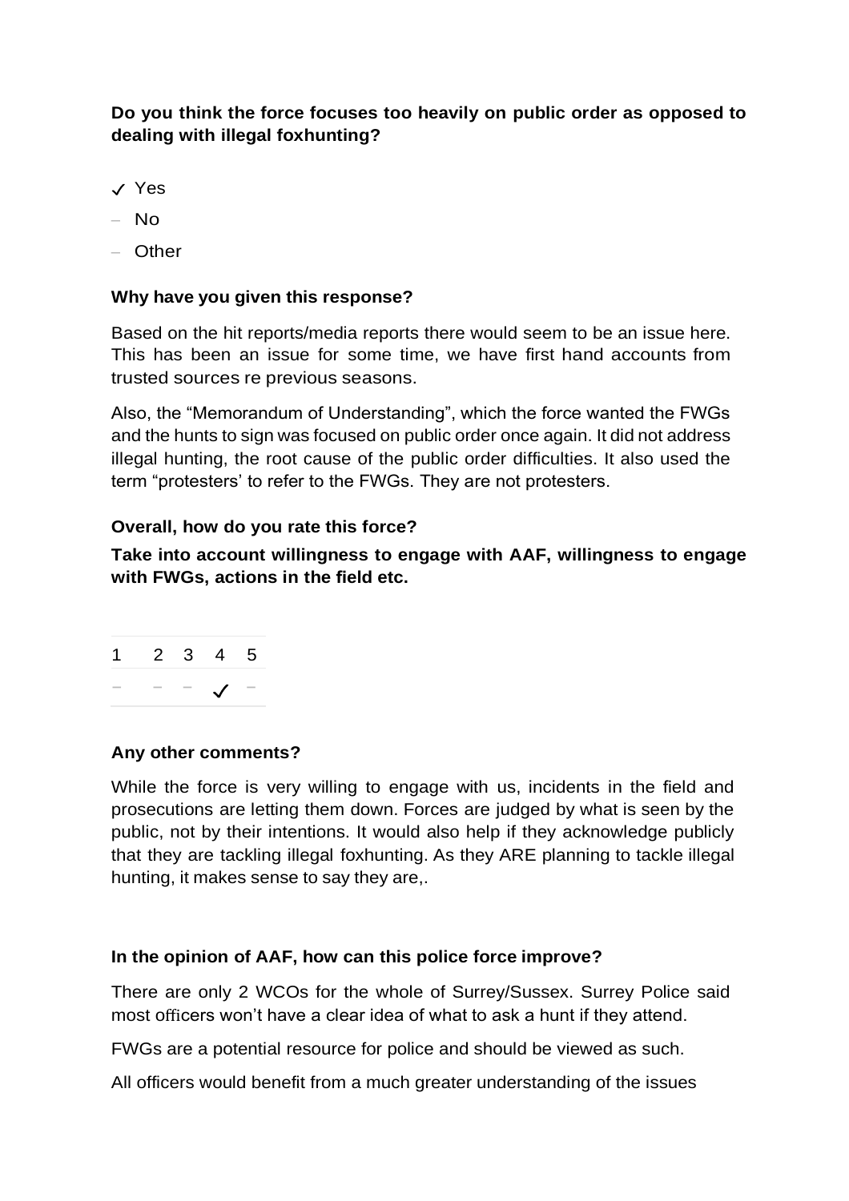**Do you think the force focuses too heavily on public order as opposed to dealing with illegal foxhunting?**

- ✓ Yes
- – No
- – Other

**Why have you given this response?**

Based on the hit reports/media reports there would seem to be an issue here. This has been an issue for some time, we have first hand accounts from trusted sources re previous seasons.

Also, the "Memorandum of Understanding", which the force wanted the FWGs and the hunts to sign was focused on public order once again. It did not address illegal hunting, the root cause of the public order difficulties. It also used the term "protesters' to refer to the FWGs. They are not protesters.

**Overall, how do you rate this force?**

**Take into account willingness to engage with AAF, willingness to engage with FWGs, actions in the field etc.**

| 1 | 2 | 3 | 4 | 5 |
|---|---|---|---|---|
| – | – | – | ✓ | – |

**Any other comments?**

While the force is very willing to engage with us, incidents in the field and prosecutions are letting them down. Forces are judged by what is seen by the public, not by their intentions. It would also help if they acknowledge publicly that they are tackling illegal foxhunting. As they ARE planning to tackle illegal hunting, it makes sense to say they are,.

**In the opinion of AAF, how can this police force improve?**

There are only 2 WCOs for the whole of Surrey/Sussex. Surrey Police said most officers won't have a clear idea of what to ask a hunt if they attend.

FWGs are a potential resource for police and should be viewed as such.

All officers would benefit from a much greater understanding of the issues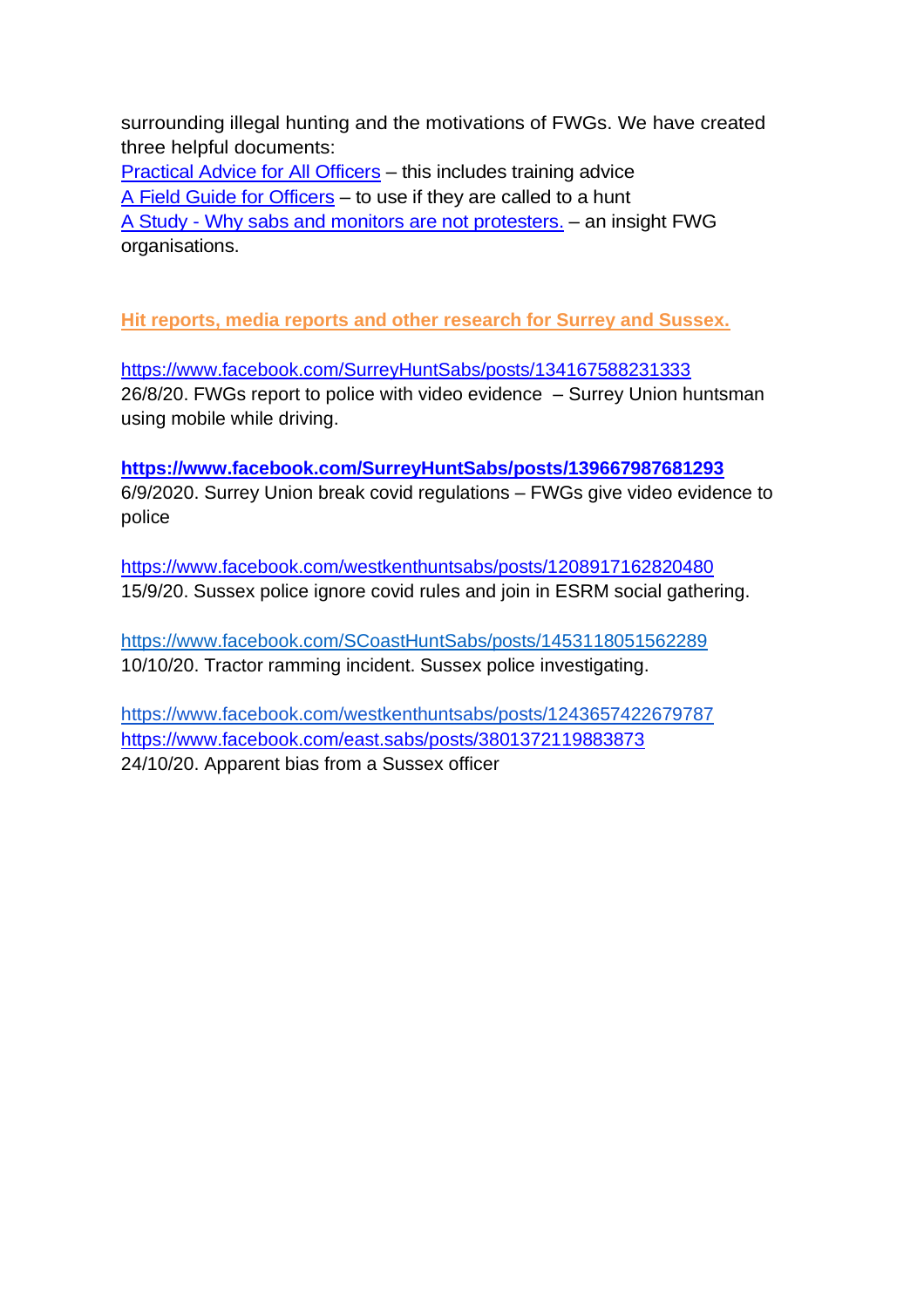surrounding illegal hunting and the motivations of FWGs. We have created three helpful documents:

[Practical Advice for All Officers]() – this includes training advice
[A Field Guide for Officers]() – to use if they are called to a hunt
[A Study - Why sabs and monitors are not protesters.]() – an insight FWG organisations.

**Hit reports, media reports and other research for Surrey and Sussex.**

https://www.facebook.com/SurreyHuntSabs/posts/134167588231333
26/8/20. FWGs report to police with video evidence – Surrey Union huntsman using mobile while driving.

**https://www.facebook.com/SurreyHuntSabs/posts/139667987681293**
6/9/2020. Surrey Union break covid regulations – FWGs give video evidence to police

https://www.facebook.com/westkenthuntsabs/posts/1208917162820480
15/9/20. Sussex police ignore covid rules and join in ESRM social gathering.

https://www.facebook.com/SCoastHuntSabs/posts/1453118051562289
10/10/20. Tractor ramming incident. Sussex police investigating.

https://www.facebook.com/westkenthuntsabs/posts/1243657422679787
https://www.facebook.com/east.sabs/posts/3801372119883873
24/10/20. Apparent bias from a Sussex officer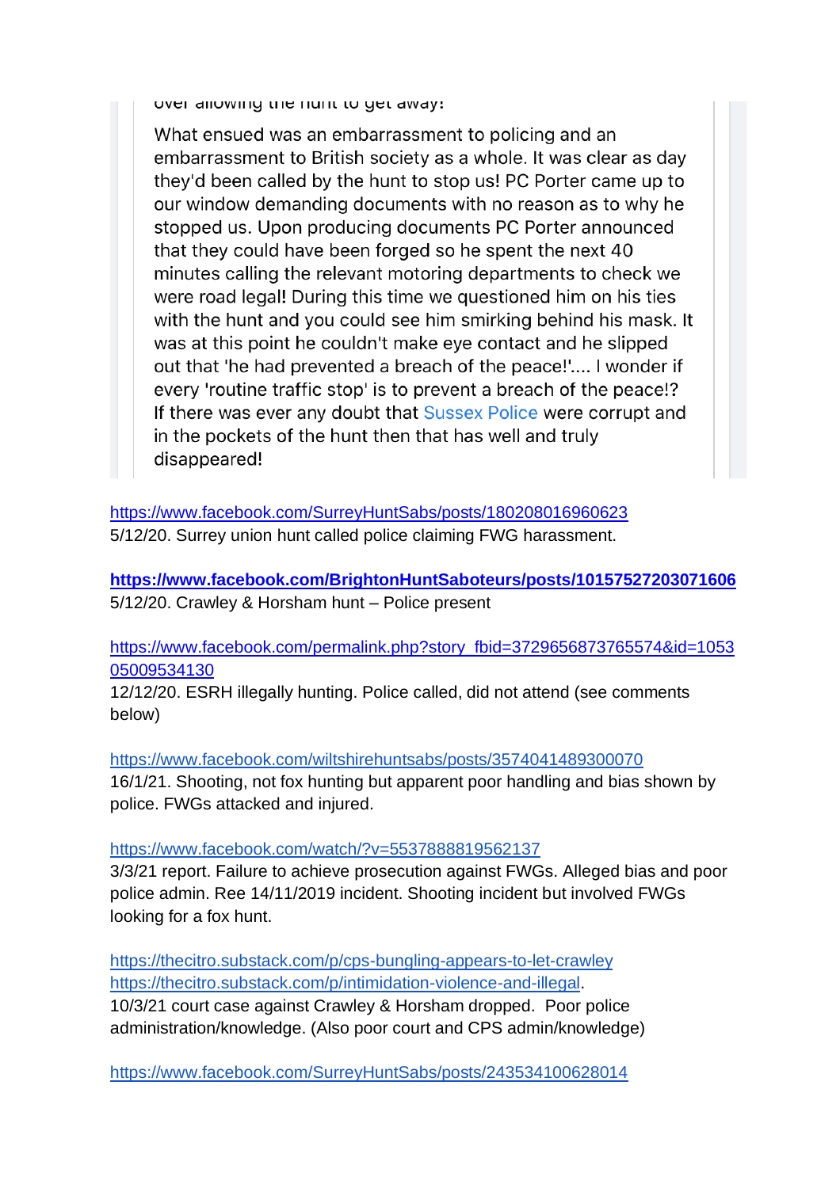over allowing the hunt to get away!

> What ensued was an embarrassment to policing and an embarrassment to British society as a whole. It was clear as day they'd been called by the hunt to stop us! PC Porter came up to our window demanding documents with no reason as to why he stopped us. Upon producing documents PC Porter announced that they could have been forged so he spent the next 40 minutes calling the relevant motoring departments to check we were road legal! During this time we questioned him on his ties with the hunt and you could see him smirking behind his mask. It was at this point he couldn't make eye contact and he slipped out that 'he had prevented a breach of the peace!'.... I wonder if every 'routine traffic stop' is to prevent a breach of the peace!? If there was ever any doubt that Sussex Police were corrupt and in the pockets of the hunt then that has well and truly disappeared!

https://www.facebook.com/SurreyHuntSabs/posts/180208016960623
5/12/20. Surrey union hunt called police claiming FWG harassment.

**https://www.facebook.com/BrightonHuntSaboteurs/posts/10157527203071606**
5/12/20. Crawley & Horsham hunt – Police present

https://www.facebook.com/permalink.php?story_fbid=3729656873765574&id=105305009534130
12/12/20. ESRH illegally hunting. Police called, did not attend (see comments below)

https://www.facebook.com/wiltshirehuntsabs/posts/3574041489300070
16/1/21. Shooting, not fox hunting but apparent poor handling and bias shown by police. FWGs attacked and injured.

https://www.facebook.com/watch/?v=553788819562137
3/3/21 report. Failure to achieve prosecution against FWGs. Alleged bias and poor police admin. Ree 14/11/2019 incident. Shooting incident but involved FWGs looking for a fox hunt.

https://thecitro.substack.com/p/cps-bungling-appears-to-let-crawley
https://thecitro.substack.com/p/intimidation-violence-and-illegal.
10/3/21 court case against Crawley & Horsham dropped. Poor police administration/knowledge. (Also poor court and CPS admin/knowledge)

https://www.facebook.com/SurreyHuntSabs/posts/243534100628014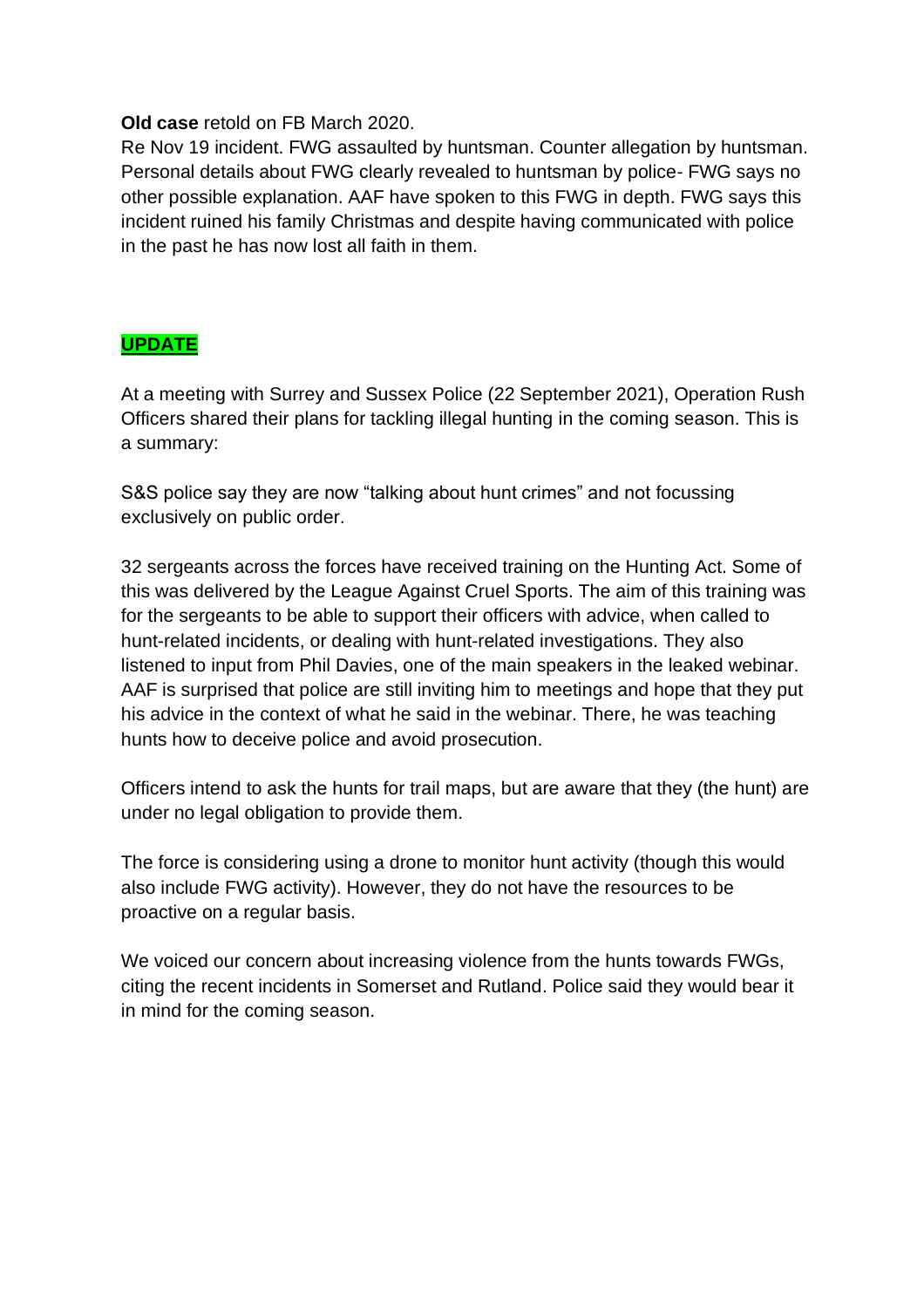**Old case** retold on FB March 2020.
Re Nov 19 incident. FWG assaulted by huntsman. Counter allegation by huntsman. Personal details about FWG clearly revealed to huntsman by police- FWG says no other possible explanation. AAF have spoken to this FWG in depth. FWG says this incident ruined his family Christmas and despite having communicated with police in the past he has now lost all faith in them.

**UPDATE**

At a meeting with Surrey and Sussex Police (22 September 2021), Operation Rush Officers shared their plans for tackling illegal hunting in the coming season. This is a summary:

S&S police say they are now "talking about hunt crimes" and not focussing exclusively on public order.

32 sergeants across the forces have received training on the Hunting Act. Some of this was delivered by the League Against Cruel Sports. The aim of this training was for the sergeants to be able to support their officers with advice, when called to hunt-related incidents, or dealing with hunt-related investigations. They also listened to input from Phil Davies, one of the main speakers in the leaked webinar. AAF is surprised that police are still inviting him to meetings and hope that they put his advice in the context of what he said in the webinar. There, he was teaching hunts how to deceive police and avoid prosecution.

Officers intend to ask the hunts for trail maps, but are aware that they (the hunt) are under no legal obligation to provide them.

The force is considering using a drone to monitor hunt activity (though this would also include FWG activity). However, they do not have the resources to be proactive on a regular basis.

We voiced our concern about increasing violence from the hunts towards FWGs, citing the recent incidents in Somerset and Rutland. Police said they would bear it in mind for the coming season.